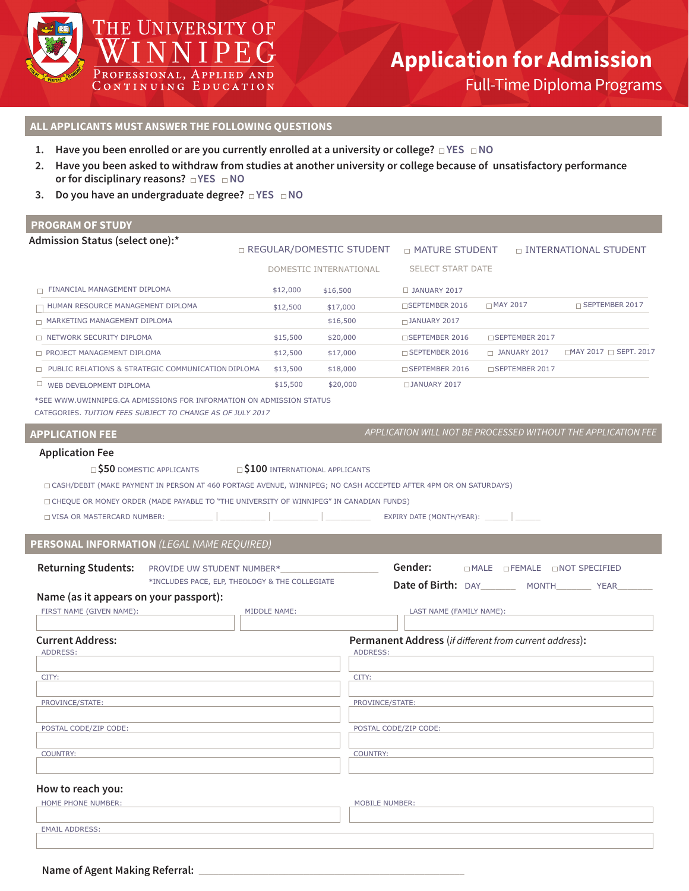# The University of Winnipeg

Professional, Applied and Continuing Education

# Application for Admission

## Full-Time Diploma Programs

## ALL APPLICANTS MUST ANSWER THE FOLLOWING QUESTIONS

1. **Have you been enrolled or are you currently enrolled at a university or college?** ☐ YES ☐ NO
2. **Have you been asked to withdraw from studies at another university or college because of unsatisfactory performance or for disciplinary reasons?** ☐ YES ☐ NO
3. **Do you have an undergraduate degree?** ☐ YES ☐ NO

## PROGRAM OF STUDY

**Admission Status (select one):***

☐ REGULAR/DOMESTIC STUDENT ☐ MATURE STUDENT ☐ INTERNATIONAL STUDENT

| | DOMESTIC | INTERNATIONAL | SELECT START DATE | | |
|---|---|---|---|---|---|
| ☐ FINANCIAL MANAGEMENT DIPLOMA | $12,000 | $16,500 | ☐ JANUARY 2017 | | |
| ☐ HUMAN RESOURCE MANAGEMENT DIPLOMA | $12,500 | $17,000 | ☐ SEPTEMBER 2016 | ☐ MAY 2017 | ☐ SEPTEMBER 2017 |
| ☐ MARKETING MANAGEMENT DIPLOMA | | $16,500 | ☐ JANUARY 2017 | | |
| ☐ NETWORK SECURITY DIPLOMA | $15,500 | $20,000 | ☐ SEPTEMBER 2016 | ☐ SEPTEMBER 2017 | |
| ☐ PROJECT MANAGEMENT DIPLOMA | $12,500 | $17,000 | ☐ SEPTEMBER 2016 | ☐ JANUARY 2017 | ☐ MAY 2017 ☐ SEPT. 2017 |
| ☐ PUBLIC RELATIONS & STRATEGIC COMMUNICATION DIPLOMA | $13,500 | $18,000 | ☐ SEPTEMBER 2016 | ☐ SEPTEMBER 2017 | |
| ☐ WEB DEVELOPMENT DIPLOMA | $15,500 | $20,000 | ☐ JANUARY 2017 | | |

*SEE WWW.UWINNIPEG.CA ADMISSIONS FOR INFORMATION ON ADMISSION STATUS CATEGORIES. *TUITION FEES SUBJECT TO CHANGE AS OF JULY 2017*

## APPLICATION FEE

*APPLICATION WILL NOT BE PROCESSED WITHOUT THE APPLICATION FEE*

**Application Fee**

☐ **$50** DOMESTIC APPLICANTS ☐ **$100** INTERNATIONAL APPLICANTS

☐ CASH/DEBIT (MAKE PAYMENT IN PERSON AT 460 PORTAGE AVENUE, WINNIPEG; NO CASH ACCEPTED AFTER 4PM OR ON SATURDAYS)

☐ CHEQUE OR MONEY ORDER (MADE PAYABLE TO "THE UNIVERSITY OF WINNIPEG" IN CANADIAN FUNDS)

☐ VISA OR MASTERCARD NUMBER: ________ | ________ | ________ | ________ EXPIRY DATE (MONTH/YEAR): _____ | _____

## PERSONAL INFORMATION *(LEGAL NAME REQUIRED)*

**Returning Students:** PROVIDE UW STUDENT NUMBER*____________________

*INCLUDES PACE, ELP, THEOLOGY & THE COLLEGIATE

**Gender:** ☐ MALE ☐ FEMALE ☐ NOT SPECIFIED

**Date of Birth:** DAY_______ MONTH_______ YEAR_______

**Name (as it appears on your passport):**

FIRST NAME (GIVEN NAME): MIDDLE NAME: LAST NAME (FAMILY NAME):

**Current Address:**

ADDRESS:

CITY:

PROVINCE/STATE:

POSTAL CODE/ZIP CODE:

COUNTRY:

**Permanent Address** (*if different from current address*)**:**

ADDRESS:

CITY:

PROVINCE/STATE:

POSTAL CODE/ZIP CODE:

COUNTRY:

**How to reach you:**

HOME PHONE NUMBER: MOBILE NUMBER:

EMAIL ADDRESS:

**Name of Agent Making Referral:** ______________________________________________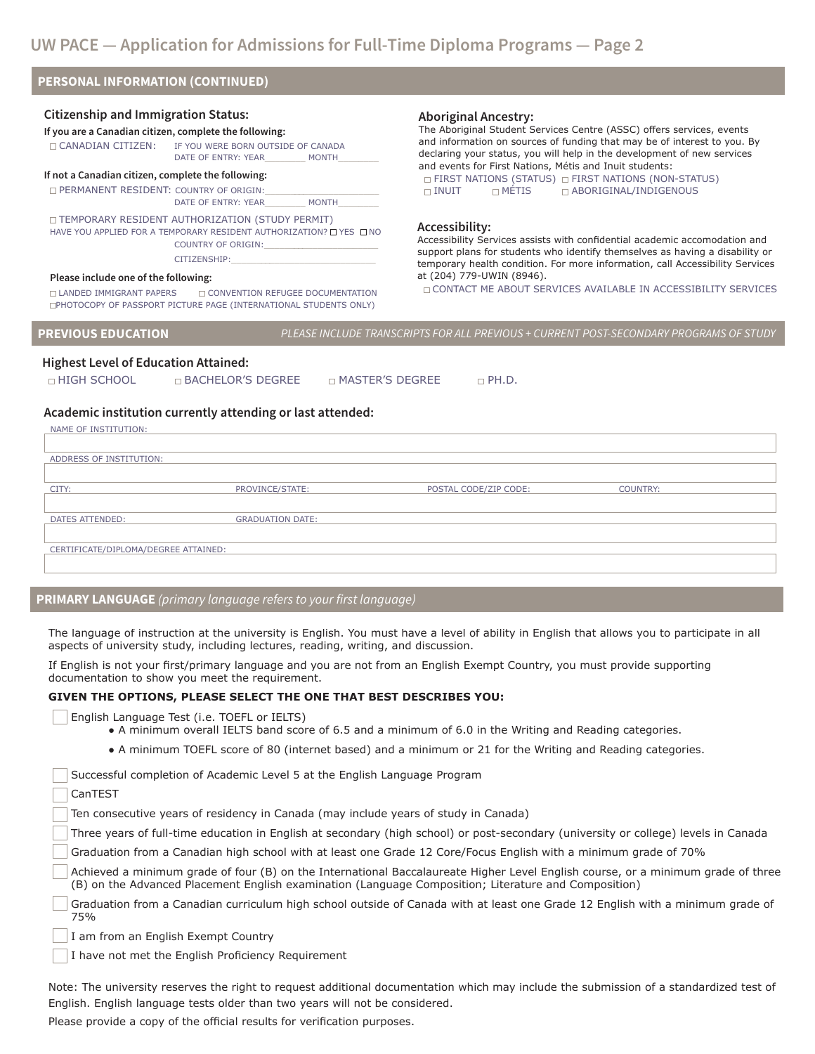# UW PACE — Application for Admissions for Full-Time Diploma Programs — Page 2

## PERSONAL INFORMATION (CONTINUED)

### Citizenship and Immigration Status:

**If you are a Canadian citizen, complete the following:**

☐ CANADIAN CITIZEN: IF YOU WERE BORN OUTSIDE OF CANADA
DATE OF ENTRY: YEAR________ MONTH________

**If not a Canadian citizen, complete the following:**

☐ PERMANENT RESIDENT: COUNTRY OF ORIGIN:______________________
DATE OF ENTRY: YEAR________ MONTH________

☐ TEMPORARY RESIDENT AUTHORIZATION (STUDY PERMIT)
HAVE YOU APPLIED FOR A TEMPORARY RESIDENT AUTHORIZATION? ☐ YES ☐ NO
COUNTRY OF ORIGIN:______________________
CITIZENSHIP:____________________________

**Please include one of the following:**

☐ LANDED IMMIGRANT PAPERS ☐ CONVENTION REFUGEE DOCUMENTATION
☐ PHOTOCOPY OF PASSPORT PICTURE PAGE (INTERNATIONAL STUDENTS ONLY)

### Aboriginal Ancestry:

The Aboriginal Student Services Centre (ASSC) offers services, events and information on sources of funding that may be of interest to you. By declaring your status, you will help in the development of new services and events for First Nations, Métis and Inuit students:

☐ FIRST NATIONS (STATUS) ☐ FIRST NATIONS (NON-STATUS)
☐ INUIT ☐ MÉTIS ☐ ABORIGINAL/INDIGENOUS

### Accessibility:

Accessibility Services assists with confidential academic accomodation and support plans for students who identify themselves as having a disability or temporary health condition. For more information, call Accessibility Services at (204) 779-UWIN (8946).

☐ CONTACT ME ABOUT SERVICES AVAILABLE IN ACCESSIBILITY SERVICES

## PREVIOUS EDUCATION

*PLEASE INCLUDE TRANSCRIPTS FOR ALL PREVIOUS + CURRENT POST-SECONDARY PROGRAMS OF STUDY*

### Highest Level of Education Attained:

☐ HIGH SCHOOL ☐ BACHELOR'S DEGREE ☐ MASTER'S DEGREE ☐ PH.D.

### Academic institution currently attending or last attended:

NAME OF INSTITUTION:

ADDRESS OF INSTITUTION:

| CITY: | PROVINCE/STATE: | POSTAL CODE/ZIP CODE: | COUNTRY: |
|---|---|---|---|
| | | | |

| DATES ATTENDED: | GRADUATION DATE: |
|---|---|
| | |

CERTIFICATE/DIPLOMA/DEGREE ATTAINED:

## PRIMARY LANGUAGE *(primary language refers to your first language)*

The language of instruction at the university is English. You must have a level of ability in English that allows you to participate in all aspects of university study, including lectures, reading, writing, and discussion.

If English is not your first/primary language and you are not from an English Exempt Country, you must provide supporting documentation to show you meet the requirement.

**GIVEN THE OPTIONS, PLEASE SELECT THE ONE THAT BEST DESCRIBES YOU:**

☐ English Language Test (i.e. TOEFL or IELTS)
- A minimum overall IELTS band score of 6.5 and a minimum of 6.0 in the Writing and Reading categories.
- A minimum TOEFL score of 80 (internet based) and a minimum or 21 for the Writing and Reading categories.

☐ Successful completion of Academic Level 5 at the English Language Program

☐ CanTEST

☐ Ten consecutive years of residency in Canada (may include years of study in Canada)

☐ Three years of full-time education in English at secondary (high school) or post-secondary (university or college) levels in Canada

☐ Graduation from a Canadian high school with at least one Grade 12 Core/Focus English with a minimum grade of 70%

☐ Achieved a minimum grade of four (B) on the International Baccalaureate Higher Level English course, or a minimum grade of three (B) on the Advanced Placement English examination (Language Composition; Literature and Composition)

☐ Graduation from a Canadian curriculum high school outside of Canada with at least one Grade 12 English with a minimum grade of 75%

☐ I am from an English Exempt Country

☐ I have not met the English Proficiency Requirement

Note: The university reserves the right to request additional documentation which may include the submission of a standardized test of English. English language tests older than two years will not be considered.

Please provide a copy of the official results for verification purposes.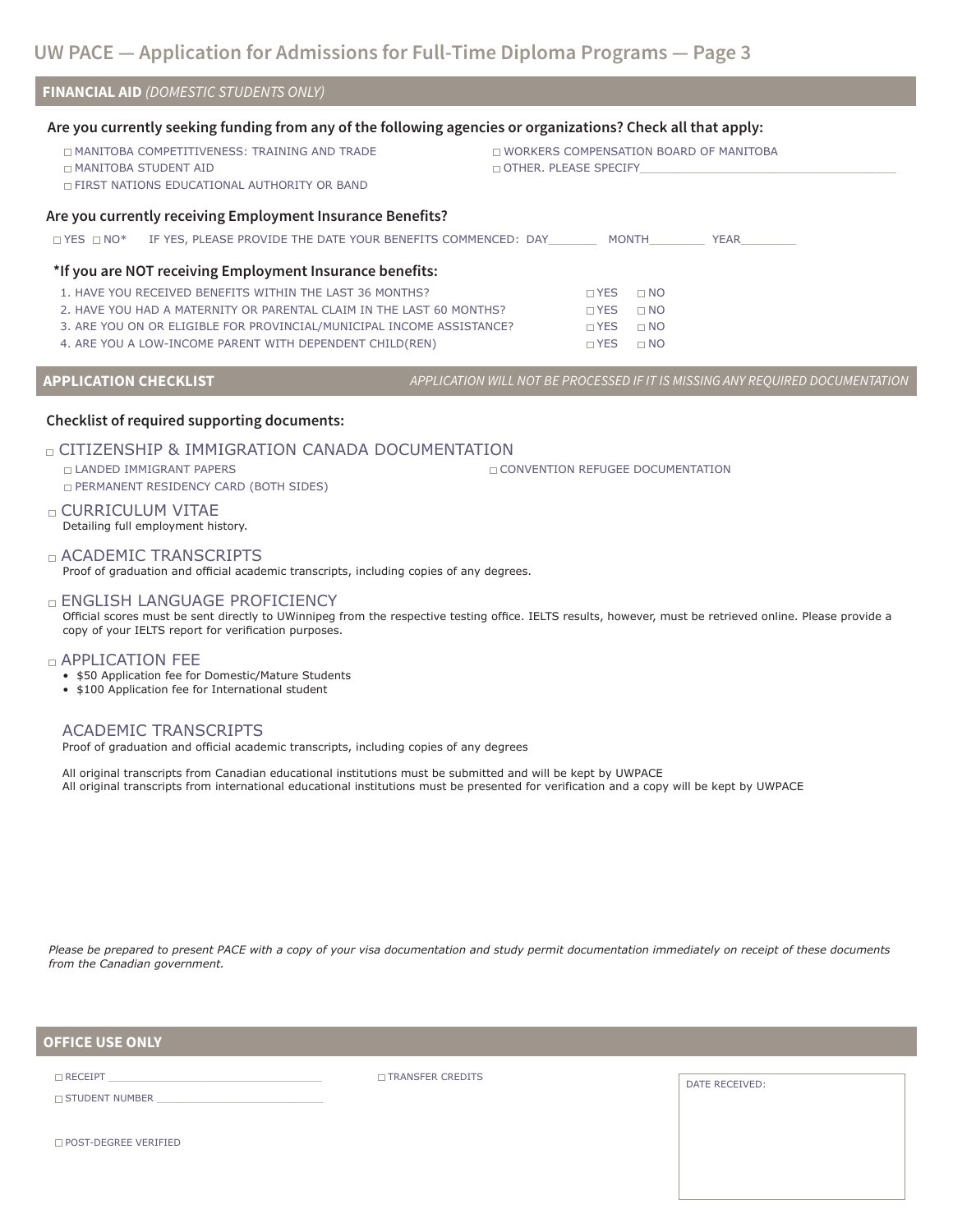# UW PACE — Application for Admissions for Full-Time Diploma Programs — Page 3

## FINANCIAL AID *(DOMESTIC STUDENTS ONLY)*

**Are you currently seeking funding from any of the following agencies or organizations? Check all that apply:**

- ☐ MANITOBA COMPETITIVENESS: TRAINING AND TRADE
- ☐ MANITOBA STUDENT AID
- ☐ FIRST NATIONS EDUCATIONAL AUTHORITY OR BAND
- ☐ WORKERS COMPENSATION BOARD OF MANITOBA
- ☐ OTHER. PLEASE SPECIFY\_\_\_\_\_\_\_\_\_\_\_\_\_\_\_\_\_\_\_\_\_\_\_\_\_\_\_\_\_\_\_\_\_\_\_\_\_\_

**Are you currently receiving Employment Insurance Benefits?**

☐ YES ☐ NO* IF YES, PLEASE PROVIDE THE DATE YOUR BENEFITS COMMENCED: DAY\_\_\_\_\_\_\_ MONTH\_\_\_\_\_\_\_\_ YEAR\_\_\_\_\_\_\_\_

**\*If you are NOT receiving Employment Insurance benefits:**

| | | |
|---|---|---|
| 1. HAVE YOU RECEIVED BENEFITS WITHIN THE LAST 36 MONTHS? | ☐ YES | ☐ NO |
| 2. HAVE YOU HAD A MATERNITY OR PARENTAL CLAIM IN THE LAST 60 MONTHS? | ☐ YES | ☐ NO |
| 3. ARE YOU ON OR ELIGIBLE FOR PROVINCIAL/MUNICIPAL INCOME ASSISTANCE? | ☐ YES | ☐ NO |
| 4. ARE YOU A LOW-INCOME PARENT WITH DEPENDENT CHILD(REN) | ☐ YES | ☐ NO |

## APPLICATION CHECKLIST

*APPLICATION WILL NOT BE PROCESSED IF IT IS MISSING ANY REQUIRED DOCUMENTATION*

**Checklist of required supporting documents:**

☐ CITIZENSHIP & IMMIGRATION CANADA DOCUMENTATION
- ☐ LANDED IMMIGRANT PAPERS
- ☐ PERMANENT RESIDENCY CARD (BOTH SIDES)
- ☐ CONVENTION REFUGEE DOCUMENTATION

☐ CURRICULUM VITAE
Detailing full employment history.

☐ ACADEMIC TRANSCRIPTS
Proof of graduation and official academic transcripts, including copies of any degrees.

☐ ENGLISH LANGUAGE PROFICIENCY
Official scores must be sent directly to UWinnipeg from the respective testing office. IELTS results, however, must be retrieved online. Please provide a copy of your IELTS report for verification purposes.

☐ APPLICATION FEE
- $50 Application fee for Domestic/Mature Students
- $100 Application fee for International student

ACADEMIC TRANSCRIPTS
Proof of graduation and official academic transcripts, including copies of any degrees

All original transcripts from Canadian educational institutions must be submitted and will be kept by UWPACE
All original transcripts from international educational institutions must be presented for verification and a copy will be kept by UWPACE

*Please be prepared to present PACE with a copy of your visa documentation and study permit documentation immediately on receipt of these documents from the Canadian government.*

## OFFICE USE ONLY

- ☐ RECEIPT \_\_\_\_\_\_\_\_\_\_\_\_\_\_\_\_\_\_\_\_\_\_\_\_\_\_\_\_\_\_\_\_\_\_
- ☐ STUDENT NUMBER \_\_\_\_\_\_\_\_\_\_\_\_\_\_\_\_\_\_\_\_\_\_\_\_\_\_\_
- ☐ POST-DEGREE VERIFIED
- ☐ TRANSFER CREDITS

DATE RECEIVED: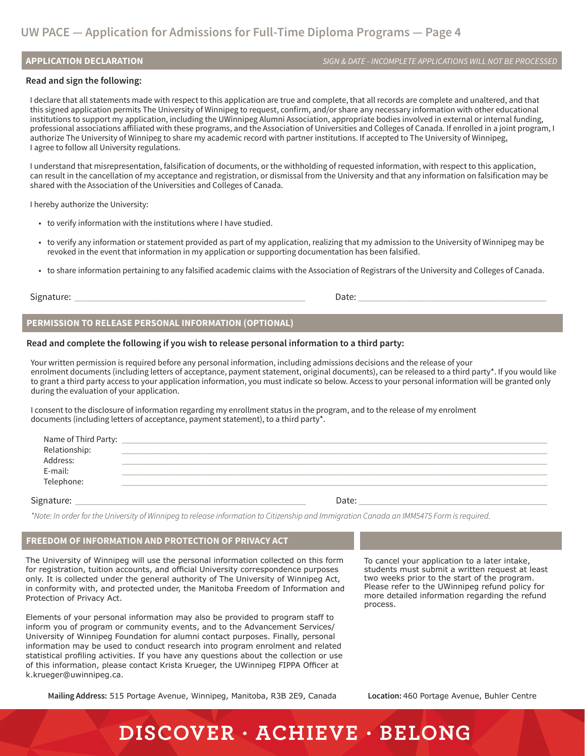## APPLICATION DECLARATION

*SIGN & DATE - INCOMPLETE APPLICATIONS WILL NOT BE PROCESSED*

**Read and sign the following:**

I declare that all statements made with respect to this application are true and complete, that all records are complete and unaltered, and that this signed application permits The University of Winnipeg to request, confirm, and/or share any necessary information with other educational institutions to support my application, including the UWinnipeg Alumni Association, appropriate bodies involved in external or internal funding, professional associations affiliated with these programs, and the Association of Universities and Colleges of Canada. If enrolled in a joint program, I authorize The University of Winnipeg to share my academic record with partner institutions. If accepted to The University of Winnipeg, I agree to follow all University regulations.

I understand that misrepresentation, falsification of documents, or the withholding of requested information, with respect to this application, can result in the cancellation of my acceptance and registration, or dismissal from the University and that any information on falsification may be shared with the Association of the Universities and Colleges of Canada.

I hereby authorize the University:

- to verify information with the institutions where I have studied.
- to verify any information or statement provided as part of my application, realizing that my admission to the University of Winnipeg may be revoked in the event that information in my application or supporting documentation has been falsified.
- to share information pertaining to any falsified academic claims with the Association of Registrars of the University and Colleges of Canada.

Signature: ______________________________ Date: ______________________________

## PERMISSION TO RELEASE PERSONAL INFORMATION (OPTIONAL)

**Read and complete the following if you wish to release personal information to a third party:**

Your written permission is required before any personal information, including admissions decisions and the release of your enrolment documents (including letters of acceptance, payment statement, original documents), can be released to a third party*. If you would like to grant a third party access to your application information, you must indicate so below. Access to your personal information will be granted only during the evaluation of your application.

I consent to the disclosure of information regarding my enrollment status in the program, and to the release of my enrolment documents (including letters of acceptance, payment statement), to a third party*.

Name of Third Party: ______________________________

Relationship: ______________________________

Address: ______________________________

E-mail: ______________________________

Telephone: ______________________________

Signature: ______________________________ Date: ______________________________

*\*Note: In order for the University of Winnipeg to release information to Citizenship and Immigration Canada an IMM5475 Form is required.*

## FREEDOM OF INFORMATION AND PROTECTION OF PRIVACY ACT

The University of Winnipeg will use the personal information collected on this form for registration, tuition accounts, and official University correspondence purposes only. It is collected under the general authority of The University of Winnipeg Act, in conformity with, and protected under, the Manitoba Freedom of Information and Protection of Privacy Act.

Elements of your personal information may also be provided to program staff to inform you of program or community events, and to the Advancement Services/ University of Winnipeg Foundation for alumni contact purposes. Finally, personal information may be used to conduct research into program enrolment and related statistical profiling activities. If you have any questions about the collection or use of this information, please contact Krista Krueger, the UWinnipeg FIPPA Officer at k.krueger@uwinnipeg.ca.

To cancel your application to a later intake, students must submit a written request at least two weeks prior to the start of the program. Please refer to the UWinnipeg refund policy for more detailed information regarding the refund process.

**Mailing Address:** 515 Portage Avenue, Winnipeg, Manitoba, R3B 2E9, Canada

**Location:** 460 Portage Avenue, Buhler Centre

DISCOVER · ACHIEVE · BELONG